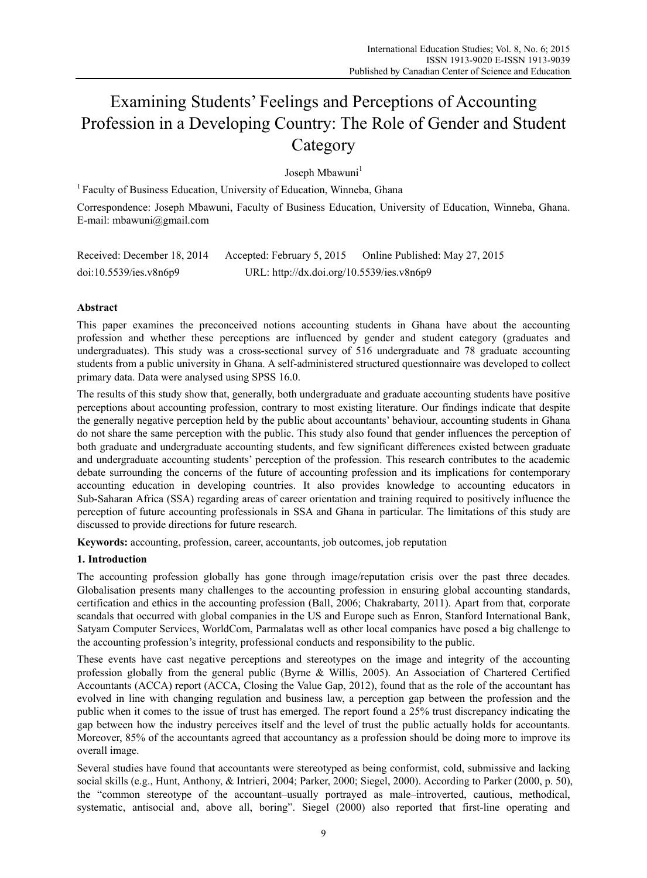# Examining Students' Feelings and Perceptions of Accounting Profession in a Developing Country: The Role of Gender and Student Category

Joseph Mbawuni[1]

[1] Faculty of Business Education, University of Education, Winneba, Ghana

Correspondence: Joseph Mbawuni, Faculty of Business Education, University of Education, Winneba, Ghana. E-mail: mbawuni@gmail.com

Received: December 18, 2014 Accepted: February 5, 2015 Online Published: May 27, 2015

doi:10.5539/ies.v8n6p9 URL: http://dx.doi.org/10.5539/ies.v8n6p9

## Abstract

This paper examines the preconceived notions accounting students in Ghana have about the accounting profession and whether these perceptions are influenced by gender and student category (graduates and undergraduates). This study was a cross-sectional survey of 516 undergraduate and 78 graduate accounting students from a public university in Ghana. A self-administered structured questionnaire was developed to collect primary data. Data were analysed using SPSS 16.0.

The results of this study show that, generally, both undergraduate and graduate accounting students have positive perceptions about accounting profession, contrary to most existing literature. Our findings indicate that despite the generally negative perception held by the public about accountants' behaviour, accounting students in Ghana do not share the same perception with the public. This study also found that gender influences the perception of both graduate and undergraduate accounting students, and few significant differences existed between graduate and undergraduate accounting students' perception of the profession. This research contributes to the academic debate surrounding the concerns of the future of accounting profession and its implications for contemporary accounting education in developing countries. It also provides knowledge to accounting educators in Sub-Saharan Africa (SSA) regarding areas of career orientation and training required to positively influence the perception of future accounting professionals in SSA and Ghana in particular. The limitations of this study are discussed to provide directions for future research.

**Keywords:** accounting, profession, career, accountants, job outcomes, job reputation

## 1. Introduction

The accounting profession globally has gone through image/reputation crisis over the past three decades. Globalisation presents many challenges to the accounting profession in ensuring global accounting standards, certification and ethics in the accounting profession (Ball, 2006; Chakrabarty, 2011). Apart from that, corporate scandals that occurred with global companies in the US and Europe such as Enron, Stanford International Bank, Satyam Computer Services, WorldCom, Parmalatas well as other local companies have posed a big challenge to the accounting profession's integrity, professional conducts and responsibility to the public.

These events have cast negative perceptions and stereotypes on the image and integrity of the accounting profession globally from the general public (Byrne & Willis, 2005). An Association of Chartered Certified Accountants (ACCA) report (ACCA, Closing the Value Gap, 2012), found that as the role of the accountant has evolved in line with changing regulation and business law, a perception gap between the profession and the public when it comes to the issue of trust has emerged. The report found a 25% trust discrepancy indicating the gap between how the industry perceives itself and the level of trust the public actually holds for accountants. Moreover, 85% of the accountants agreed that accountancy as a profession should be doing more to improve its overall image.

Several studies have found that accountants were stereotyped as being conformist, cold, submissive and lacking social skills (e.g., Hunt, Anthony, & Intrieri, 2004; Parker, 2000; Siegel, 2000). According to Parker (2000, p. 50), the "common stereotype of the accountant–usually portrayed as male–introverted, cautious, methodical, systematic, antisocial and, above all, boring". Siegel (2000) also reported that first-line operating and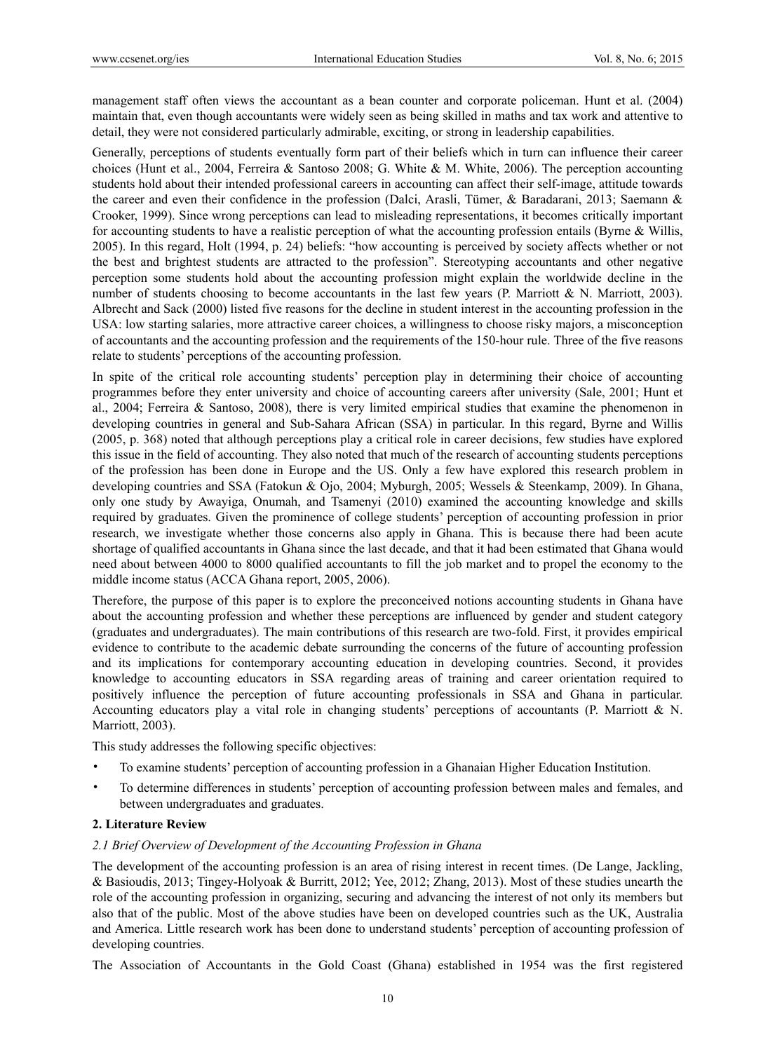management staff often views the accountant as a bean counter and corporate policeman. Hunt et al. (2004) maintain that, even though accountants were widely seen as being skilled in maths and tax work and attentive to detail, they were not considered particularly admirable, exciting, or strong in leadership capabilities.

Generally, perceptions of students eventually form part of their beliefs which in turn can influence their career choices (Hunt et al., 2004, Ferreira & Santoso 2008; G. White & M. White, 2006). The perception accounting students hold about their intended professional careers in accounting can affect their self-image, attitude towards the career and even their confidence in the profession (Dalci, Arasli, Tümer, & Baradarani, 2013; Saemann & Crooker, 1999). Since wrong perceptions can lead to misleading representations, it becomes critically important for accounting students to have a realistic perception of what the accounting profession entails (Byrne & Willis, 2005). In this regard, Holt (1994, p. 24) beliefs: "how accounting is perceived by society affects whether or not the best and brightest students are attracted to the profession". Stereotyping accountants and other negative perception some students hold about the accounting profession might explain the worldwide decline in the number of students choosing to become accountants in the last few years (P. Marriott & N. Marriott, 2003). Albrecht and Sack (2000) listed five reasons for the decline in student interest in the accounting profession in the USA: low starting salaries, more attractive career choices, a willingness to choose risky majors, a misconception of accountants and the accounting profession and the requirements of the 150-hour rule. Three of the five reasons relate to students' perceptions of the accounting profession.

In spite of the critical role accounting students' perception play in determining their choice of accounting programmes before they enter university and choice of accounting careers after university (Sale, 2001; Hunt et al., 2004; Ferreira & Santoso, 2008), there is very limited empirical studies that examine the phenomenon in developing countries in general and Sub-Sahara African (SSA) in particular. In this regard, Byrne and Willis (2005, p. 368) noted that although perceptions play a critical role in career decisions, few studies have explored this issue in the field of accounting. They also noted that much of the research of accounting students perceptions of the profession has been done in Europe and the US. Only a few have explored this research problem in developing countries and SSA (Fatokun & Ojo, 2004; Myburgh, 2005; Wessels & Steenkamp, 2009). In Ghana, only one study by Awayiga, Onumah, and Tsamenyi (2010) examined the accounting knowledge and skills required by graduates. Given the prominence of college students' perception of accounting profession in prior research, we investigate whether those concerns also apply in Ghana. This is because there had been acute shortage of qualified accountants in Ghana since the last decade, and that it had been estimated that Ghana would need about between 4000 to 8000 qualified accountants to fill the job market and to propel the economy to the middle income status (ACCA Ghana report, 2005, 2006).

Therefore, the purpose of this paper is to explore the preconceived notions accounting students in Ghana have about the accounting profession and whether these perceptions are influenced by gender and student category (graduates and undergraduates). The main contributions of this research are two-fold. First, it provides empirical evidence to contribute to the academic debate surrounding the concerns of the future of accounting profession and its implications for contemporary accounting education in developing countries. Second, it provides knowledge to accounting educators in SSA regarding areas of training and career orientation required to positively influence the perception of future accounting professionals in SSA and Ghana in particular. Accounting educators play a vital role in changing students' perceptions of accountants (P. Marriott & N. Marriott, 2003).

This study addresses the following specific objectives:

- To examine students' perception of accounting profession in a Ghanaian Higher Education Institution.
- To determine differences in students' perception of accounting profession between males and females, and between undergraduates and graduates.

## 2. Literature Review

### *2.1 Brief Overview of Development of the Accounting Profession in Ghana*

The development of the accounting profession is an area of rising interest in recent times. (De Lange, Jackling, & Basioudis, 2013; Tingey-Holyoak & Burritt, 2012; Yee, 2012; Zhang, 2013). Most of these studies unearth the role of the accounting profession in organizing, securing and advancing the interest of not only its members but also that of the public. Most of the above studies have been on developed countries such as the UK, Australia and America. Little research work has been done to understand students' perception of accounting profession of developing countries.

The Association of Accountants in the Gold Coast (Ghana) established in 1954 was the first registered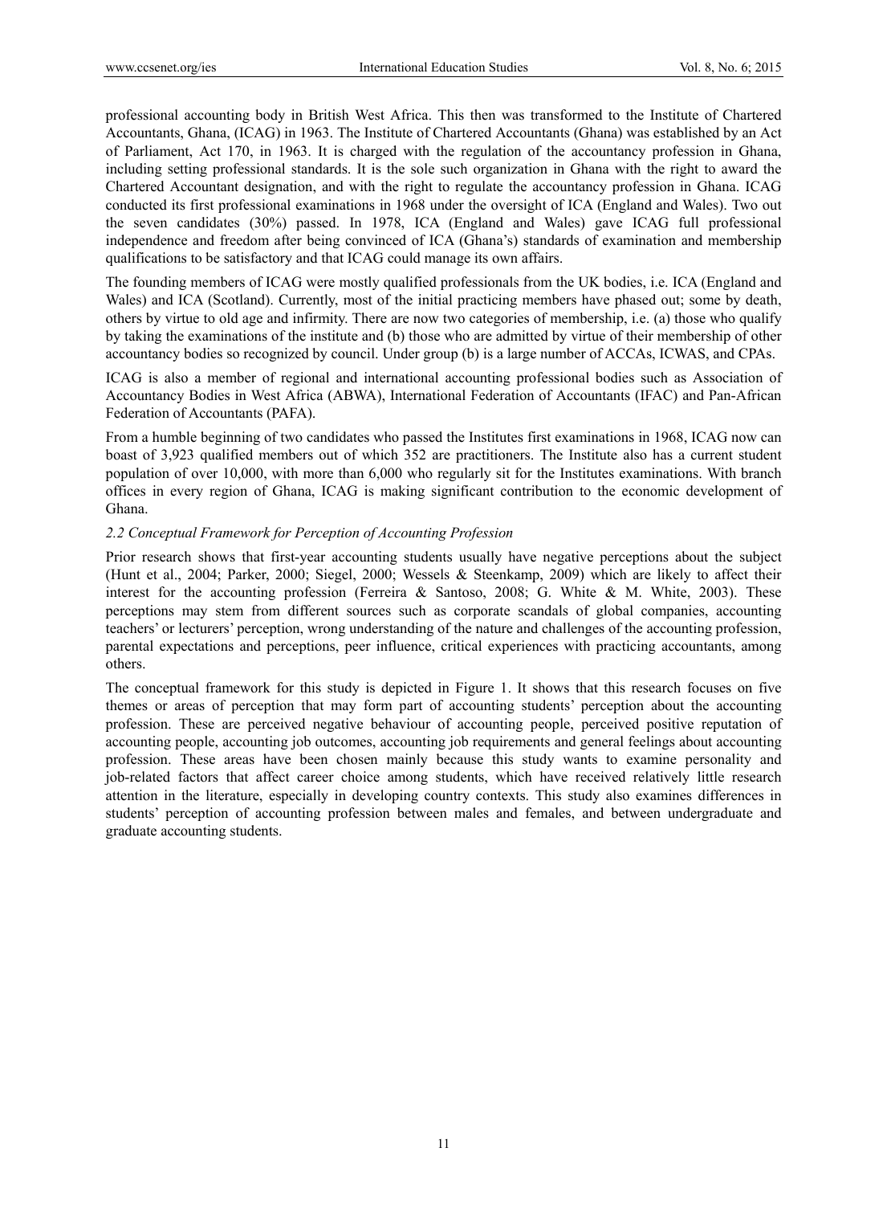professional accounting body in British West Africa. This then was transformed to the Institute of Chartered Accountants, Ghana, (ICAG) in 1963. The Institute of Chartered Accountants (Ghana) was established by an Act of Parliament, Act 170, in 1963. It is charged with the regulation of the accountancy profession in Ghana, including setting professional standards. It is the sole such organization in Ghana with the right to award the Chartered Accountant designation, and with the right to regulate the accountancy profession in Ghana. ICAG conducted its first professional examinations in 1968 under the oversight of ICA (England and Wales). Two out the seven candidates (30%) passed. In 1978, ICA (England and Wales) gave ICAG full professional independence and freedom after being convinced of ICA (Ghana's) standards of examination and membership qualifications to be satisfactory and that ICAG could manage its own affairs.

The founding members of ICAG were mostly qualified professionals from the UK bodies, i.e. ICA (England and Wales) and ICA (Scotland). Currently, most of the initial practicing members have phased out; some by death, others by virtue to old age and infirmity. There are now two categories of membership, i.e. (a) those who qualify by taking the examinations of the institute and (b) those who are admitted by virtue of their membership of other accountancy bodies so recognized by council. Under group (b) is a large number of ACCAs, ICWAS, and CPAs.

ICAG is also a member of regional and international accounting professional bodies such as Association of Accountancy Bodies in West Africa (ABWA), International Federation of Accountants (IFAC) and Pan-African Federation of Accountants (PAFA).

From a humble beginning of two candidates who passed the Institutes first examinations in 1968, ICAG now can boast of 3,923 qualified members out of which 352 are practitioners. The Institute also has a current student population of over 10,000, with more than 6,000 who regularly sit for the Institutes examinations. With branch offices in every region of Ghana, ICAG is making significant contribution to the economic development of Ghana.

### *2.2 Conceptual Framework for Perception of Accounting Profession*

Prior research shows that first-year accounting students usually have negative perceptions about the subject (Hunt et al., 2004; Parker, 2000; Siegel, 2000; Wessels & Steenkamp, 2009) which are likely to affect their interest for the accounting profession (Ferreira & Santoso, 2008; G. White & M. White, 2003). These perceptions may stem from different sources such as corporate scandals of global companies, accounting teachers' or lecturers' perception, wrong understanding of the nature and challenges of the accounting profession, parental expectations and perceptions, peer influence, critical experiences with practicing accountants, among others.

The conceptual framework for this study is depicted in Figure 1. It shows that this research focuses on five themes or areas of perception that may form part of accounting students' perception about the accounting profession. These are perceived negative behaviour of accounting people, perceived positive reputation of accounting people, accounting job outcomes, accounting job requirements and general feelings about accounting profession. These areas have been chosen mainly because this study wants to examine personality and job-related factors that affect career choice among students, which have received relatively little research attention in the literature, especially in developing country contexts. This study also examines differences in students' perception of accounting profession between males and females, and between undergraduate and graduate accounting students.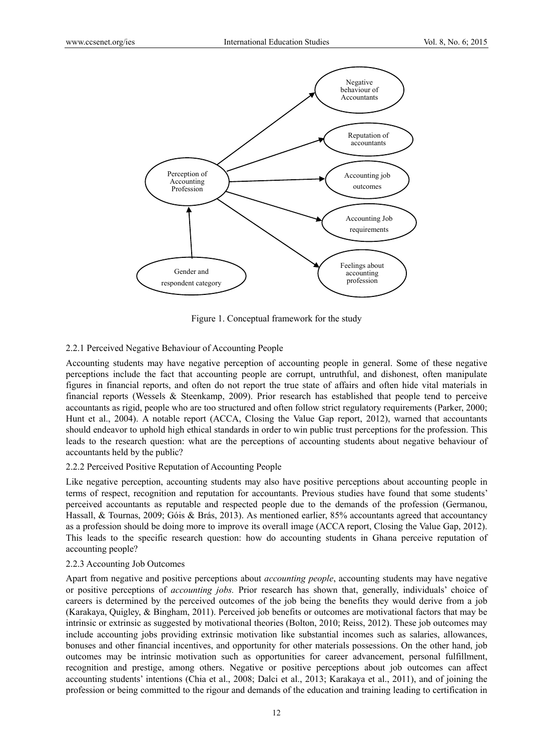Figure 1. Conceptual framework for the study

#### 2.2.1 Perceived Negative Behaviour of Accounting People

Accounting students may have negative perception of accounting people in general. Some of these negative perceptions include the fact that accounting people are corrupt, untruthful, and dishonest, often manipulate figures in financial reports, and often do not report the true state of affairs and often hide vital materials in financial reports (Wessels & Steenkamp, 2009). Prior research has established that people tend to perceive accountants as rigid, people who are too structured and often follow strict regulatory requirements (Parker, 2000; Hunt et al., 2004). A notable report (ACCA, Closing the Value Gap report, 2012), warned that accountants should endeavor to uphold high ethical standards in order to win public trust perceptions for the profession. This leads to the research question: what are the perceptions of accounting students about negative behaviour of accountants held by the public?

#### 2.2.2 Perceived Positive Reputation of Accounting People

Like negative perception, accounting students may also have positive perceptions about accounting people in terms of respect, recognition and reputation for accountants. Previous studies have found that some students' perceived accountants as reputable and respected people due to the demands of the profession (Germanou, Hassall, & Tournas, 2009; Góis & Brás, 2013). As mentioned earlier, 85% accountants agreed that accountancy as a profession should be doing more to improve its overall image (ACCA report, Closing the Value Gap, 2012). This leads to the specific research question: how do accounting students in Ghana perceive reputation of accounting people?

#### 2.2.3 Accounting Job Outcomes

Apart from negative and positive perceptions about *accounting people*, accounting students may have negative or positive perceptions of *accounting jobs.* Prior research has shown that, generally, individuals' choice of careers is determined by the perceived outcomes of the job being the benefits they would derive from a job (Karakaya, Quigley, & Bingham, 2011). Perceived job benefits or outcomes are motivational factors that may be intrinsic or extrinsic as suggested by motivational theories (Bolton, 2010; Reiss, 2012). These job outcomes may include accounting jobs providing extrinsic motivation like substantial incomes such as salaries, allowances, bonuses and other financial incentives, and opportunity for other materials possessions. On the other hand, job outcomes may be intrinsic motivation such as opportunities for career advancement, personal fulfillment, recognition and prestige, among others. Negative or positive perceptions about job outcomes can affect accounting students' intentions (Chia et al., 2008; Dalci et al., 2013; Karakaya et al., 2011), and of joining the profession or being committed to the rigour and demands of the education and training leading to certification in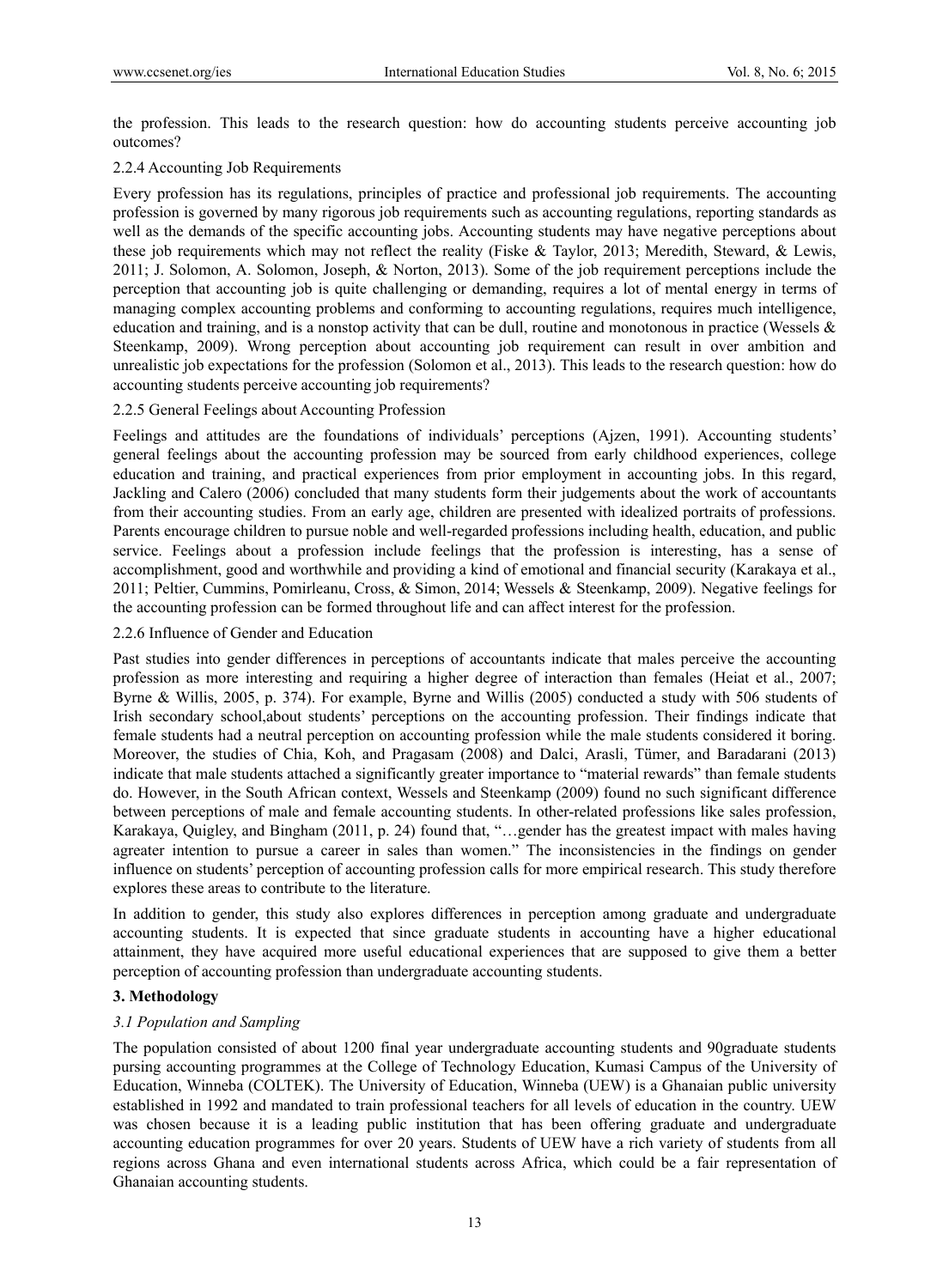the profession. This leads to the research question: how do accounting students perceive accounting job outcomes?

#### 2.2.4 Accounting Job Requirements

Every profession has its regulations, principles of practice and professional job requirements. The accounting profession is governed by many rigorous job requirements such as accounting regulations, reporting standards as well as the demands of the specific accounting jobs. Accounting students may have negative perceptions about these job requirements which may not reflect the reality (Fiske & Taylor, 2013; Meredith, Steward, & Lewis, 2011; J. Solomon, A. Solomon, Joseph, & Norton, 2013). Some of the job requirement perceptions include the perception that accounting job is quite challenging or demanding, requires a lot of mental energy in terms of managing complex accounting problems and conforming to accounting regulations, requires much intelligence, education and training, and is a nonstop activity that can be dull, routine and monotonous in practice (Wessels & Steenkamp, 2009). Wrong perception about accounting job requirement can result in over ambition and unrealistic job expectations for the profession (Solomon et al., 2013). This leads to the research question: how do accounting students perceive accounting job requirements?

#### 2.2.5 General Feelings about Accounting Profession

Feelings and attitudes are the foundations of individuals' perceptions (Ajzen, 1991). Accounting students' general feelings about the accounting profession may be sourced from early childhood experiences, college education and training, and practical experiences from prior employment in accounting jobs. In this regard, Jackling and Calero (2006) concluded that many students form their judgements about the work of accountants from their accounting studies. From an early age, children are presented with idealized portraits of professions. Parents encourage children to pursue noble and well-regarded professions including health, education, and public service. Feelings about a profession include feelings that the profession is interesting, has a sense of accomplishment, good and worthwhile and providing a kind of emotional and financial security (Karakaya et al., 2011; Peltier, Cummins, Pomirleanu, Cross, & Simon, 2014; Wessels & Steenkamp, 2009). Negative feelings for the accounting profession can be formed throughout life and can affect interest for the profession.

#### 2.2.6 Influence of Gender and Education

Past studies into gender differences in perceptions of accountants indicate that males perceive the accounting profession as more interesting and requiring a higher degree of interaction than females (Heiat et al., 2007; Byrne & Willis, 2005, p. 374). For example, Byrne and Willis (2005) conducted a study with 506 students of Irish secondary school,about students' perceptions on the accounting profession. Their findings indicate that female students had a neutral perception on accounting profession while the male students considered it boring. Moreover, the studies of Chia, Koh, and Pragasam (2008) and Dalci, Arasli, Tümer, and Baradarani (2013) indicate that male students attached a significantly greater importance to "material rewards" than female students do. However, in the South African context, Wessels and Steenkamp (2009) found no such significant difference between perceptions of male and female accounting students. In other-related professions like sales profession, Karakaya, Quigley, and Bingham (2011, p. 24) found that, "…gender has the greatest impact with males having agreater intention to pursue a career in sales than women." The inconsistencies in the findings on gender influence on students' perception of accounting profession calls for more empirical research. This study therefore explores these areas to contribute to the literature.

In addition to gender, this study also explores differences in perception among graduate and undergraduate accounting students. It is expected that since graduate students in accounting have a higher educational attainment, they have acquired more useful educational experiences that are supposed to give them a better perception of accounting profession than undergraduate accounting students.

## 3. Methodology

### *3.1 Population and Sampling*

The population consisted of about 1200 final year undergraduate accounting students and 90graduate students pursing accounting programmes at the College of Technology Education, Kumasi Campus of the University of Education, Winneba (COLTEK). The University of Education, Winneba (UEW) is a Ghanaian public university established in 1992 and mandated to train professional teachers for all levels of education in the country. UEW was chosen because it is a leading public institution that has been offering graduate and undergraduate accounting education programmes for over 20 years. Students of UEW have a rich variety of students from all regions across Ghana and even international students across Africa, which could be a fair representation of Ghanaian accounting students.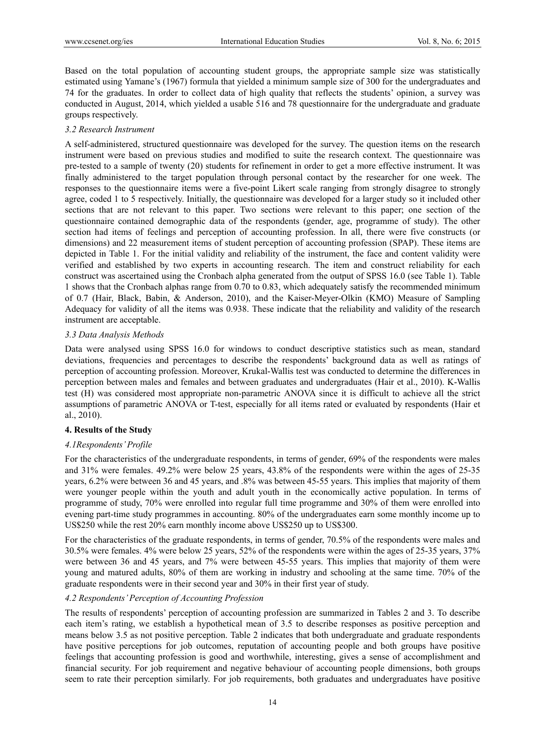Based on the total population of accounting student groups, the appropriate sample size was statistically estimated using Yamane's (1967) formula that yielded a minimum sample size of 300 for the undergraduates and 74 for the graduates. In order to collect data of high quality that reflects the students' opinion, a survey was conducted in August, 2014, which yielded a usable 516 and 78 questionnaire for the undergraduate and graduate groups respectively.

### *3.2 Research Instrument*

A self-administered, structured questionnaire was developed for the survey. The question items on the research instrument were based on previous studies and modified to suite the research context. The questionnaire was pre-tested to a sample of twenty (20) students for refinement in order to get a more effective instrument. It was finally administered to the target population through personal contact by the researcher for one week. The responses to the questionnaire items were a five-point Likert scale ranging from strongly disagree to strongly agree, coded 1 to 5 respectively. Initially, the questionnaire was developed for a larger study so it included other sections that are not relevant to this paper. Two sections were relevant to this paper; one section of the questionnaire contained demographic data of the respondents (gender, age, programme of study). The other section had items of feelings and perception of accounting profession. In all, there were five constructs (or dimensions) and 22 measurement items of student perception of accounting profession (SPAP). These items are depicted in Table 1. For the initial validity and reliability of the instrument, the face and content validity were verified and established by two experts in accounting research. The item and construct reliability for each construct was ascertained using the Cronbach alpha generated from the output of SPSS 16.0 (see Table 1). Table 1 shows that the Cronbach alphas range from 0.70 to 0.83, which adequately satisfy the recommended minimum of 0.7 (Hair, Black, Babin, & Anderson, 2010), and the Kaiser-Meyer-Olkin (KMO) Measure of Sampling Adequacy for validity of all the items was 0.938. These indicate that the reliability and validity of the research instrument are acceptable.

### *3.3 Data Analysis Methods*

Data were analysed using SPSS 16.0 for windows to conduct descriptive statistics such as mean, standard deviations, frequencies and percentages to describe the respondents' background data as well as ratings of perception of accounting profession. Moreover, Krukal-Wallis test was conducted to determine the differences in perception between males and females and between graduates and undergraduates (Hair et al., 2010). K-Wallis test (H) was considered most appropriate non-parametric ANOVA since it is difficult to achieve all the strict assumptions of parametric ANOVA or T-test, especially for all items rated or evaluated by respondents (Hair et al., 2010).

## **4. Results of the Study**

### *4.1Respondents' Profile*

For the characteristics of the undergraduate respondents, in terms of gender, 69% of the respondents were males and 31% were females. 49.2% were below 25 years, 43.8% of the respondents were within the ages of 25-35 years, 6.2% were between 36 and 45 years, and .8% was between 45-55 years. This implies that majority of them were younger people within the youth and adult youth in the economically active population. In terms of programme of study, 70% were enrolled into regular full time programme and 30% of them were enrolled into evening part-time study programmes in accounting. 80% of the undergraduates earn some monthly income up to US$250 while the rest 20% earn monthly income above US$250 up to US$300.

For the characteristics of the graduate respondents, in terms of gender, 70.5% of the respondents were males and 30.5% were females. 4% were below 25 years, 52% of the respondents were within the ages of 25-35 years, 37% were between 36 and 45 years, and 7% were between 45-55 years. This implies that majority of them were young and matured adults, 80% of them are working in industry and schooling at the same time. 70% of the graduate respondents were in their second year and 30% in their first year of study.

### *4.2 Respondents' Perception of Accounting Profession*

The results of respondents' perception of accounting profession are summarized in Tables 2 and 3. To describe each item's rating, we establish a hypothetical mean of 3.5 to describe responses as positive perception and means below 3.5 as not positive perception. Table 2 indicates that both undergraduate and graduate respondents have positive perceptions for job outcomes, reputation of accounting people and both groups have positive feelings that accounting profession is good and worthwhile, interesting, gives a sense of accomplishment and financial security. For job requirement and negative behaviour of accounting people dimensions, both groups seem to rate their perception similarly. For job requirements, both graduates and undergraduates have positive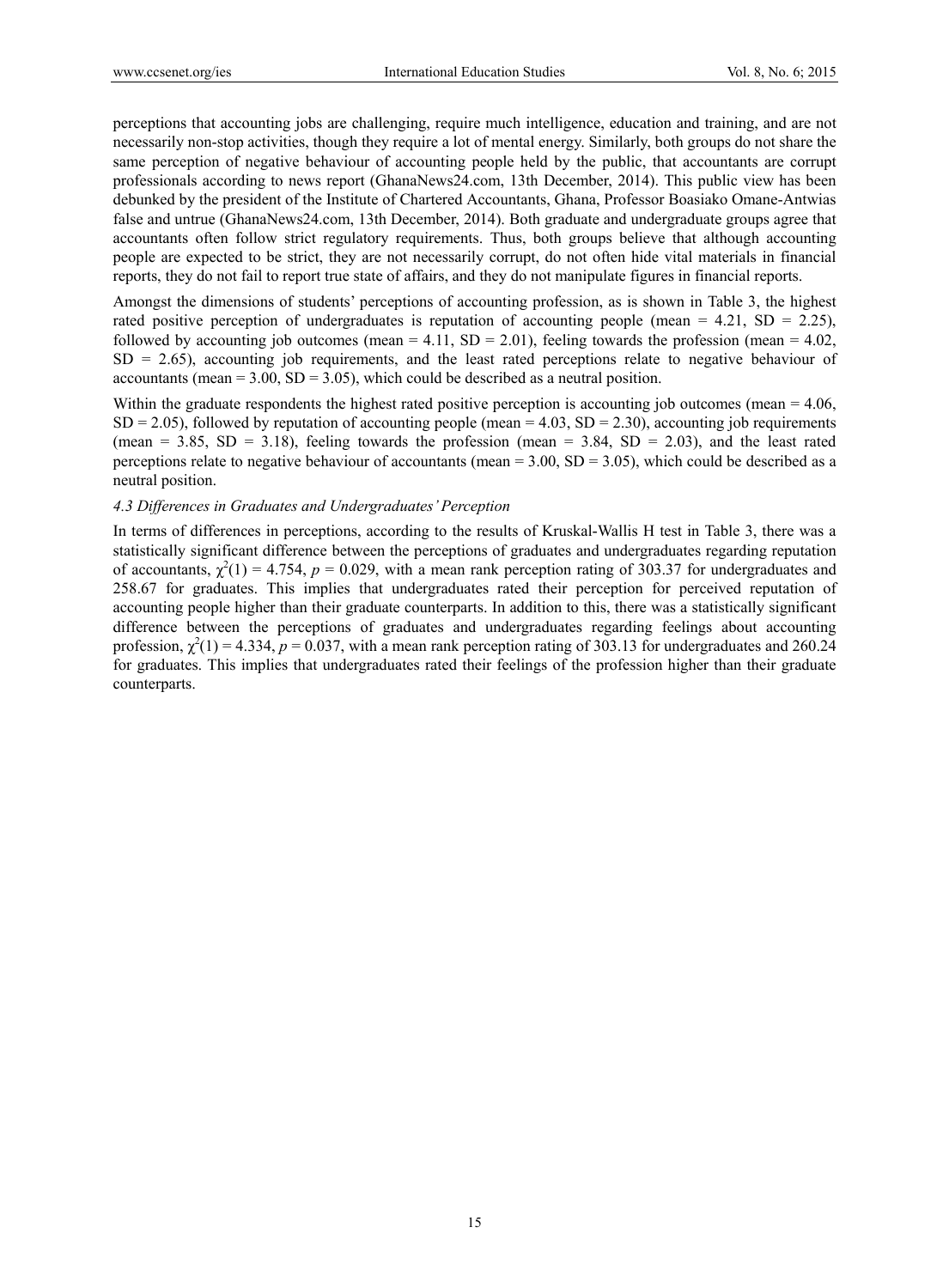perceptions that accounting jobs are challenging, require much intelligence, education and training, and are not necessarily non-stop activities, though they require a lot of mental energy. Similarly, both groups do not share the same perception of negative behaviour of accounting people held by the public, that accountants are corrupt professionals according to news report (GhanaNews24.com, 13th December, 2014). This public view has been debunked by the president of the Institute of Chartered Accountants, Ghana, Professor Boasiako Omane-Antwias false and untrue (GhanaNews24.com, 13th December, 2014). Both graduate and undergraduate groups agree that accountants often follow strict regulatory requirements. Thus, both groups believe that although accounting people are expected to be strict, they are not necessarily corrupt, do not often hide vital materials in financial reports, they do not fail to report true state of affairs, and they do not manipulate figures in financial reports.

Amongst the dimensions of students' perceptions of accounting profession, as is shown in Table 3, the highest rated positive perception of undergraduates is reputation of accounting people (mean = 4.21, SD = 2.25), followed by accounting job outcomes (mean = 4.11, SD = 2.01), feeling towards the profession (mean = 4.02, SD = 2.65), accounting job requirements, and the least rated perceptions relate to negative behaviour of accountants (mean = 3.00, SD = 3.05), which could be described as a neutral position.

Within the graduate respondents the highest rated positive perception is accounting job outcomes (mean = 4.06, SD = 2.05), followed by reputation of accounting people (mean = 4.03, SD = 2.30), accounting job requirements (mean = 3.85, SD = 3.18), feeling towards the profession (mean = 3.84, SD = 2.03), and the least rated perceptions relate to negative behaviour of accountants (mean = 3.00, SD = 3.05), which could be described as a neutral position.

### *4.3 Differences in Graduates and Undergraduates' Perception*

In terms of differences in perceptions, according to the results of Kruskal-Wallis H test in Table 3, there was a statistically significant difference between the perceptions of graduates and undergraduates regarding reputation of accountants, $\chi^2(1) = 4.754$, $p = 0.029$, with a mean rank perception rating of 303.37 for undergraduates and 258.67 for graduates. This implies that undergraduates rated their perception for perceived reputation of accounting people higher than their graduate counterparts. In addition to this, there was a statistically significant difference between the perceptions of graduates and undergraduates regarding feelings about accounting profession, $\chi^2(1) = 4.334$, $p = 0.037$, with a mean rank perception rating of 303.13 for undergraduates and 260.24 for graduates. This implies that undergraduates rated their feelings of the profession higher than their graduate counterparts.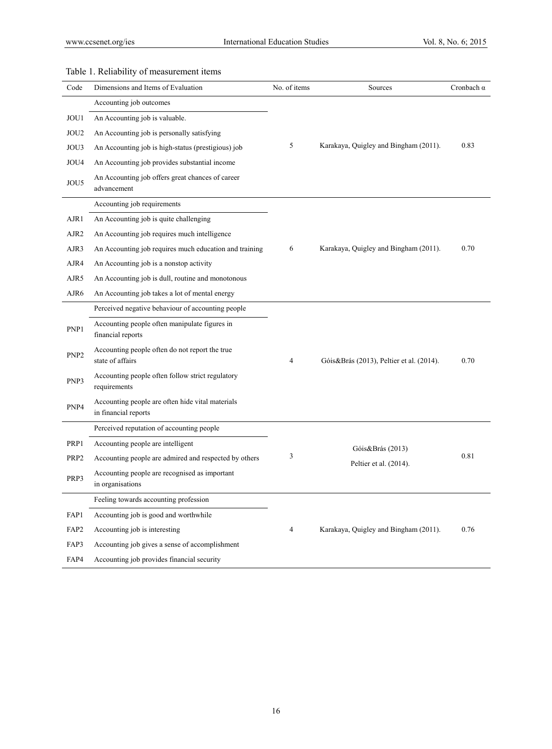Table 1. Reliability of measurement items

| Code | Dimensions and Items of Evaluation | No. of items | Sources | Cronbach α |
|---|---|---|---|---|
| | Accounting job outcomes | | | |
| JOU1 | An Accounting job is valuable. | | | |
| JOU2 | An Accounting job is personally satisfying | | | |
| JOU3 | An Accounting job is high-status (prestigious) job | 5 | Karakaya, Quigley and Bingham (2011). | 0.83 |
| JOU4 | An Accounting job provides substantial income | | | |
| JOU5 | An Accounting job offers great chances of career advancement | | | |
| | Accounting job requirements | | | |
| AJR1 | An Accounting job is quite challenging | | | |
| AJR2 | An Accounting job requires much intelligence | | | |
| AJR3 | An Accounting job requires much education and training | 6 | Karakaya, Quigley and Bingham (2011). | 0.70 |
| AJR4 | An Accounting job is a nonstop activity | | | |
| AJR5 | An Accounting job is dull, routine and monotonous | | | |
| AJR6 | An Accounting job takes a lot of mental energy | | | |
| | Perceived negative behaviour of accounting people | | | |
| PNP1 | Accounting people often manipulate figures in financial reports | | | |
| PNP2 | Accounting people often do not report the true state of affairs | 4 | Góis&Brás (2013), Peltier et al. (2014). | 0.70 |
| PNP3 | Accounting people often follow strict regulatory requirements | | | |
| PNP4 | Accounting people are often hide vital materials in financial reports | | | |
| | Perceived reputation of accounting people | | | |
| PRP1 | Accounting people are intelligent | | | |
| PRP2 | Accounting people are admired and respected by others | 3 | Góis&Brás (2013) Peltier et al. (2014). | 0.81 |
| PRP3 | Accounting people are recognised as important in organisations | | | |
| | Feeling towards accounting profession | | | |
| FAP1 | Accounting job is good and worthwhile | | | |
| FAP2 | Accounting job is interesting | 4 | Karakaya, Quigley and Bingham (2011). | 0.76 |
| FAP3 | Accounting job gives a sense of accomplishment | | | |
| FAP4 | Accounting job provides financial security | | | |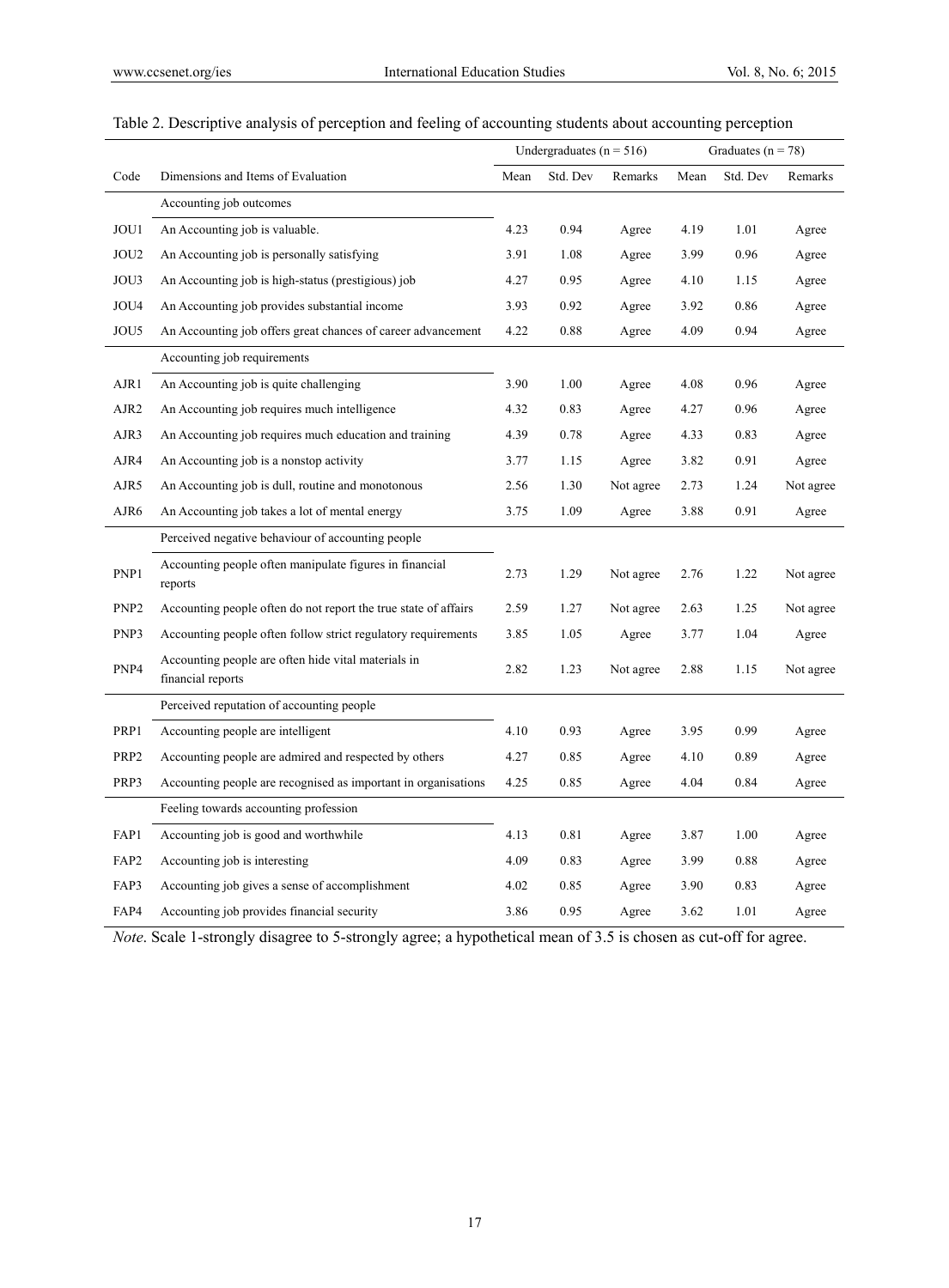Table 2. Descriptive analysis of perception and feeling of accounting students about accounting perception

| | | Undergraduates (n = 516) | | | Graduates (n = 78) | | |
|---|---|---|---|---|---|---|---|
| Code | Dimensions and Items of Evaluation | Mean | Std. Dev | Remarks | Mean | Std. Dev | Remarks |
| | Accounting job outcomes | | | | | | |
| JOU1 | An Accounting job is valuable. | 4.23 | 0.94 | Agree | 4.19 | 1.01 | Agree |
| JOU2 | An Accounting job is personally satisfying | 3.91 | 1.08 | Agree | 3.99 | 0.96 | Agree |
| JOU3 | An Accounting job is high-status (prestigious) job | 4.27 | 0.95 | Agree | 4.10 | 1.15 | Agree |
| JOU4 | An Accounting job provides substantial income | 3.93 | 0.92 | Agree | 3.92 | 0.86 | Agree |
| JOU5 | An Accounting job offers great chances of career advancement | 4.22 | 0.88 | Agree | 4.09 | 0.94 | Agree |
| | Accounting job requirements | | | | | | |
| AJR1 | An Accounting job is quite challenging | 3.90 | 1.00 | Agree | 4.08 | 0.96 | Agree |
| AJR2 | An Accounting job requires much intelligence | 4.32 | 0.83 | Agree | 4.27 | 0.96 | Agree |
| AJR3 | An Accounting job requires much education and training | 4.39 | 0.78 | Agree | 4.33 | 0.83 | Agree |
| AJR4 | An Accounting job is a nonstop activity | 3.77 | 1.15 | Agree | 3.82 | 0.91 | Agree |
| AJR5 | An Accounting job is dull, routine and monotonous | 2.56 | 1.30 | Not agree | 2.73 | 1.24 | Not agree |
| AJR6 | An Accounting job takes a lot of mental energy | 3.75 | 1.09 | Agree | 3.88 | 0.91 | Agree |
| | Perceived negative behaviour of accounting people | | | | | | |
| PNP1 | Accounting people often manipulate figures in financial reports | 2.73 | 1.29 | Not agree | 2.76 | 1.22 | Not agree |
| PNP2 | Accounting people often do not report the true state of affairs | 2.59 | 1.27 | Not agree | 2.63 | 1.25 | Not agree |
| PNP3 | Accounting people often follow strict regulatory requirements | 3.85 | 1.05 | Agree | 3.77 | 1.04 | Agree |
| PNP4 | Accounting people are often hide vital materials in financial reports | 2.82 | 1.23 | Not agree | 2.88 | 1.15 | Not agree |
| | Perceived reputation of accounting people | | | | | | |
| PRP1 | Accounting people are intelligent | 4.10 | 0.93 | Agree | 3.95 | 0.99 | Agree |
| PRP2 | Accounting people are admired and respected by others | 4.27 | 0.85 | Agree | 4.10 | 0.89 | Agree |
| PRP3 | Accounting people are recognised as important in organisations | 4.25 | 0.85 | Agree | 4.04 | 0.84 | Agree |
| | Feeling towards accounting profession | | | | | | |
| FAP1 | Accounting job is good and worthwhile | 4.13 | 0.81 | Agree | 3.87 | 1.00 | Agree |
| FAP2 | Accounting job is interesting | 4.09 | 0.83 | Agree | 3.99 | 0.88 | Agree |
| FAP3 | Accounting job gives a sense of accomplishment | 4.02 | 0.85 | Agree | 3.90 | 0.83 | Agree |
| FAP4 | Accounting job provides financial security | 3.86 | 0.95 | Agree | 3.62 | 1.01 | Agree |

*Note*. Scale 1-strongly disagree to 5-strongly agree; a hypothetical mean of 3.5 is chosen as cut-off for agree.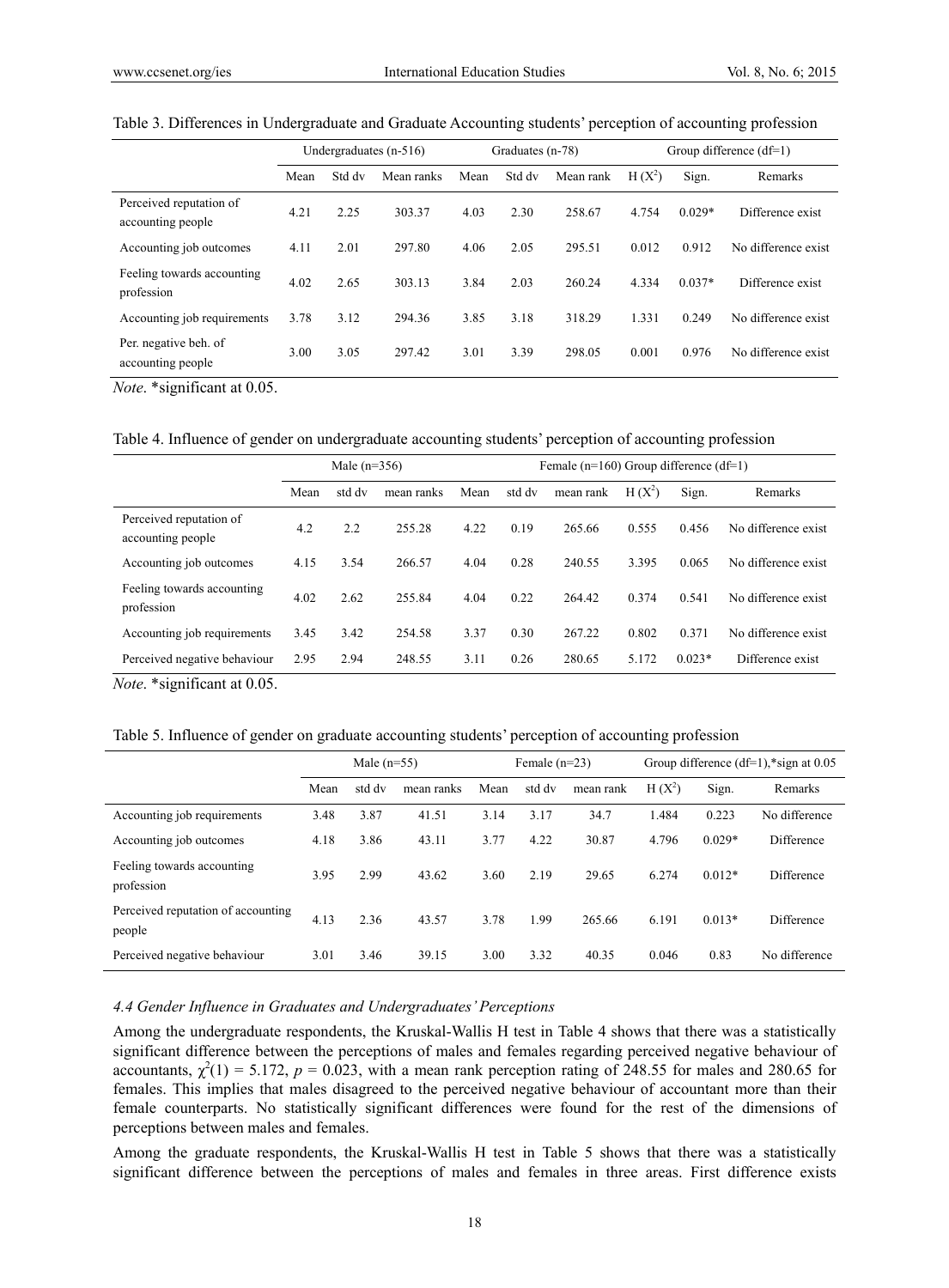Table 3. Differences in Undergraduate and Graduate Accounting students' perception of accounting profession

| | Undergraduates (n-516) | | | Graduates (n-78) | | | Group difference (df=1) | | |
|---|---|---|---|---|---|---|---|---|---|
| | Mean | Std dv | Mean ranks | Mean | Std dv | Mean rank | H ($X^2$) | Sign. | Remarks |
| Perceived reputation of accounting people | 4.21 | 2.25 | 303.37 | 4.03 | 2.30 | 258.67 | 4.754 | 0.029* | Difference exist |
| Accounting job outcomes | 4.11 | 2.01 | 297.80 | 4.06 | 2.05 | 295.51 | 0.012 | 0.912 | No difference exist |
| Feeling towards accounting profession | 4.02 | 2.65 | 303.13 | 3.84 | 2.03 | 260.24 | 4.334 | 0.037* | Difference exist |
| Accounting job requirements | 3.78 | 3.12 | 294.36 | 3.85 | 3.18 | 318.29 | 1.331 | 0.249 | No difference exist |
| Per. negative beh. of accounting people | 3.00 | 3.05 | 297.42 | 3.01 | 3.39 | 298.05 | 0.001 | 0.976 | No difference exist |

*Note*. *significant at 0.05.

Table 4. Influence of gender on undergraduate accounting students' perception of accounting profession

| | Male (n=356) | | | Female (n=160) Group difference (df=1) | | | | | |
|---|---|---|---|---|---|---|---|---|---|
| | Mean | std dv | mean ranks | Mean | std dv | mean rank | H ($X^2$) | Sign. | Remarks |
| Perceived reputation of accounting people | 4.2 | 2.2 | 255.28 | 4.22 | 0.19 | 265.66 | 0.555 | 0.456 | No difference exist |
| Accounting job outcomes | 4.15 | 3.54 | 266.57 | 4.04 | 0.28 | 240.55 | 3.395 | 0.065 | No difference exist |
| Feeling towards accounting profession | 4.02 | 2.62 | 255.84 | 4.04 | 0.22 | 264.42 | 0.374 | 0.541 | No difference exist |
| Accounting job requirements | 3.45 | 3.42 | 254.58 | 3.37 | 0.30 | 267.22 | 0.802 | 0.371 | No difference exist |
| Perceived negative behaviour | 2.95 | 2.94 | 248.55 | 3.11 | 0.26 | 280.65 | 5.172 | 0.023* | Difference exist |

*Note*. *significant at 0.05.

Table 5. Influence of gender on graduate accounting students' perception of accounting profession

| | Male (n=55) | | | Female (n=23) | | | Group difference (df=1),*sign at 0.05 | | |
|---|---|---|---|---|---|---|---|---|---|
| | Mean | std dv | mean ranks | Mean | std dv | mean rank | H ($X^2$) | Sign. | Remarks |
| Accounting job requirements | 3.48 | 3.87 | 41.51 | 3.14 | 3.17 | 34.7 | 1.484 | 0.223 | No difference |
| Accounting job outcomes | 4.18 | 3.86 | 43.11 | 3.77 | 4.22 | 30.87 | 4.796 | 0.029* | Difference |
| Feeling towards accounting profession | 3.95 | 2.99 | 43.62 | 3.60 | 2.19 | 29.65 | 6.274 | 0.012* | Difference |
| Perceived reputation of accounting people | 4.13 | 2.36 | 43.57 | 3.78 | 1.99 | 265.66 | 6.191 | 0.013* | Difference |
| Perceived negative behaviour | 3.01 | 3.46 | 39.15 | 3.00 | 3.32 | 40.35 | 0.046 | 0.83 | No difference |

### *4.4 Gender Influence in Graduates and Undergraduates' Perceptions*

Among the undergraduate respondents, the Kruskal-Wallis H test in Table 4 shows that there was a statistically significant difference between the perceptions of males and females regarding perceived negative behaviour of accountants, $\chi^2(1) = 5.172$, $p = 0.023$, with a mean rank perception rating of 248.55 for males and 280.65 for females. This implies that males disagreed to the perceived negative behaviour of accountant more than their female counterparts. No statistically significant differences were found for the rest of the dimensions of perceptions between males and females.

Among the graduate respondents, the Kruskal-Wallis H test in Table 5 shows that there was a statistically significant difference between the perceptions of males and females in three areas. First difference exists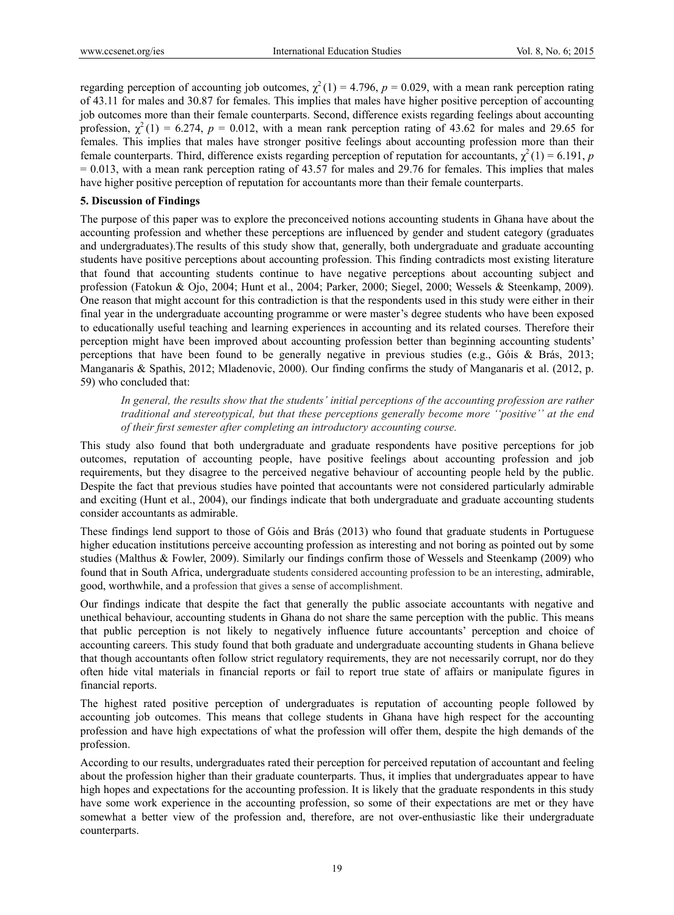regarding perception of accounting job outcomes, $\chi^2(1) = 4.796$, $p = 0.029$, with a mean rank perception rating of 43.11 for males and 30.87 for females. This implies that males have higher positive perception of accounting job outcomes more than their female counterparts. Second, difference exists regarding feelings about accounting profession, $\chi^2(1) = 6.274$, $p = 0.012$, with a mean rank perception rating of 43.62 for males and 29.65 for females. This implies that males have stronger positive feelings about accounting profession more than their female counterparts. Third, difference exists regarding perception of reputation for accountants, $\chi^2(1) = 6.191$, $p = 0.013$, with a mean rank perception rating of 43.57 for males and 29.76 for females. This implies that males have higher positive perception of reputation for accountants more than their female counterparts.

## 5. Discussion of Findings

The purpose of this paper was to explore the preconceived notions accounting students in Ghana have about the accounting profession and whether these perceptions are influenced by gender and student category (graduates and undergraduates).The results of this study show that, generally, both undergraduate and graduate accounting students have positive perceptions about accounting profession. This finding contradicts most existing literature that found that accounting students continue to have negative perceptions about accounting subject and profession (Fatokun & Ojo, 2004; Hunt et al., 2004; Parker, 2000; Siegel, 2000; Wessels & Steenkamp, 2009). One reason that might account for this contradiction is that the respondents used in this study were either in their final year in the undergraduate accounting programme or were master's degree students who have been exposed to educationally useful teaching and learning experiences in accounting and its related courses. Therefore their perception might have been improved about accounting profession better than beginning accounting students' perceptions that have been found to be generally negative in previous studies (e.g., Góis & Brás, 2013; Manganaris & Spathis, 2012; Mladenovic, 2000). Our finding confirms the study of Manganaris et al. (2012, p. 59) who concluded that:

> *In general, the results show that the students' initial perceptions of the accounting profession are rather traditional and stereotypical, but that these perceptions generally become more ''positive'' at the end of their first semester after completing an introductory accounting course.*

This study also found that both undergraduate and graduate respondents have positive perceptions for job outcomes, reputation of accounting people, have positive feelings about accounting profession and job requirements, but they disagree to the perceived negative behaviour of accounting people held by the public. Despite the fact that previous studies have pointed that accountants were not considered particularly admirable and exciting (Hunt et al., 2004), our findings indicate that both undergraduate and graduate accounting students consider accountants as admirable.

These findings lend support to those of Góis and Brás (2013) who found that graduate students in Portuguese higher education institutions perceive accounting profession as interesting and not boring as pointed out by some studies (Malthus & Fowler, 2009). Similarly our findings confirm those of Wessels and Steenkamp (2009) who found that in South Africa, undergraduate students considered accounting profession to be an interesting, admirable, good, worthwhile, and a profession that gives a sense of accomplishment.

Our findings indicate that despite the fact that generally the public associate accountants with negative and unethical behaviour, accounting students in Ghana do not share the same perception with the public. This means that public perception is not likely to negatively influence future accountants' perception and choice of accounting careers. This study found that both graduate and undergraduate accounting students in Ghana believe that though accountants often follow strict regulatory requirements, they are not necessarily corrupt, nor do they often hide vital materials in financial reports or fail to report true state of affairs or manipulate figures in financial reports.

The highest rated positive perception of undergraduates is reputation of accounting people followed by accounting job outcomes. This means that college students in Ghana have high respect for the accounting profession and have high expectations of what the profession will offer them, despite the high demands of the profession.

According to our results, undergraduates rated their perception for perceived reputation of accountant and feeling about the profession higher than their graduate counterparts. Thus, it implies that undergraduates appear to have high hopes and expectations for the accounting profession. It is likely that the graduate respondents in this study have some work experience in the accounting profession, so some of their expectations are met or they have somewhat a better view of the profession and, therefore, are not over-enthusiastic like their undergraduate counterparts.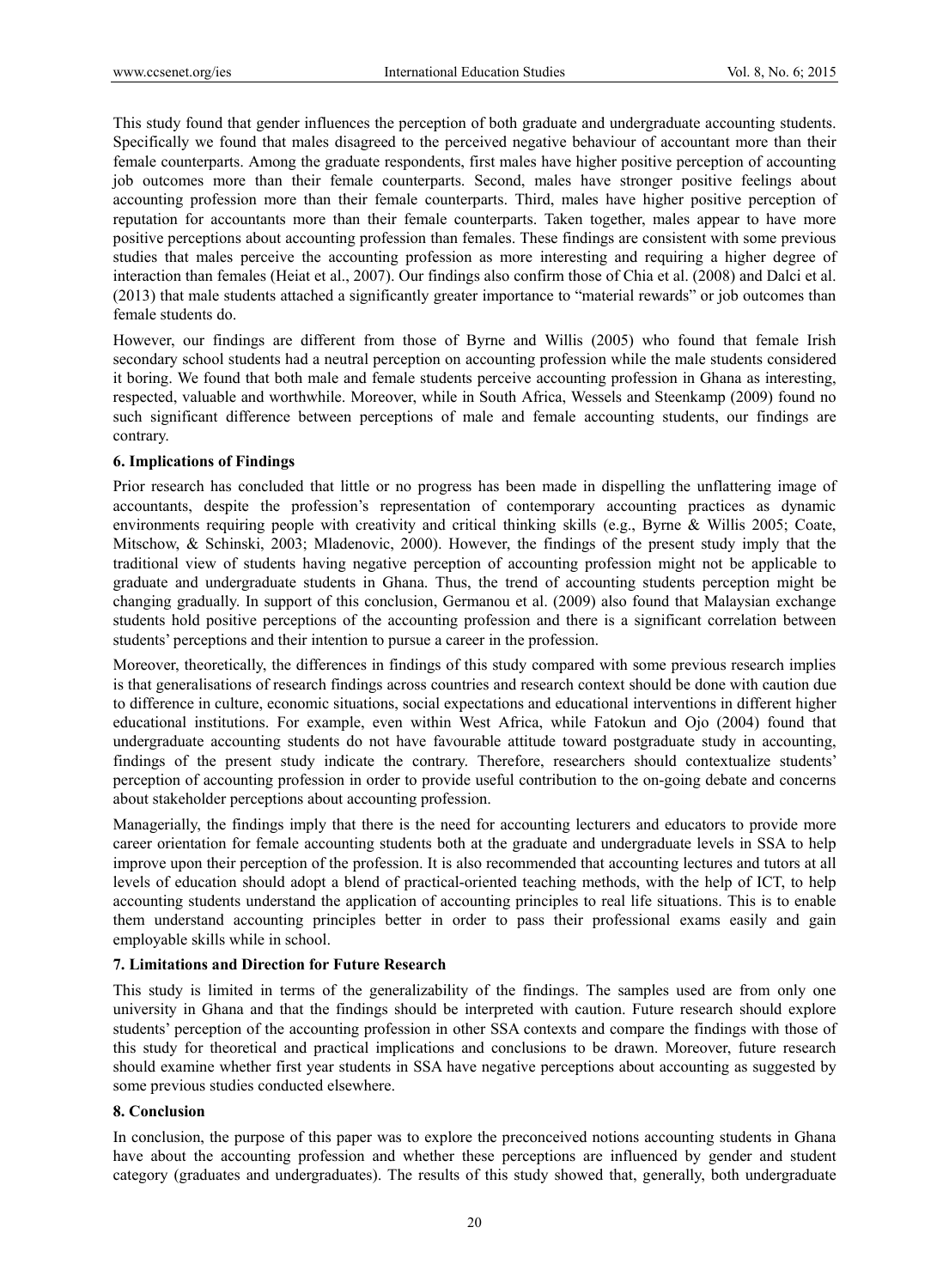This study found that gender influences the perception of both graduate and undergraduate accounting students. Specifically we found that males disagreed to the perceived negative behaviour of accountant more than their female counterparts. Among the graduate respondents, first males have higher positive perception of accounting job outcomes more than their female counterparts. Second, males have stronger positive feelings about accounting profession more than their female counterparts. Third, males have higher positive perception of reputation for accountants more than their female counterparts. Taken together, males appear to have more positive perceptions about accounting profession than females. These findings are consistent with some previous studies that males perceive the accounting profession as more interesting and requiring a higher degree of interaction than females (Heiat et al., 2007). Our findings also confirm those of Chia et al. (2008) and Dalci et al. (2013) that male students attached a significantly greater importance to "material rewards" or job outcomes than female students do.

However, our findings are different from those of Byrne and Willis (2005) who found that female Irish secondary school students had a neutral perception on accounting profession while the male students considered it boring. We found that both male and female students perceive accounting profession in Ghana as interesting, respected, valuable and worthwhile. Moreover, while in South Africa, Wessels and Steenkamp (2009) found no such significant difference between perceptions of male and female accounting students, our findings are contrary.

### 6. Implications of Findings

Prior research has concluded that little or no progress has been made in dispelling the unflattering image of accountants, despite the profession's representation of contemporary accounting practices as dynamic environments requiring people with creativity and critical thinking skills (e.g., Byrne & Willis 2005; Coate, Mitschow, & Schinski, 2003; Mladenovic, 2000). However, the findings of the present study imply that the traditional view of students having negative perception of accounting profession might not be applicable to graduate and undergraduate students in Ghana. Thus, the trend of accounting students perception might be changing gradually. In support of this conclusion, Germanou et al. (2009) also found that Malaysian exchange students hold positive perceptions of the accounting profession and there is a significant correlation between students' perceptions and their intention to pursue a career in the profession.

Moreover, theoretically, the differences in findings of this study compared with some previous research implies is that generalisations of research findings across countries and research context should be done with caution due to difference in culture, economic situations, social expectations and educational interventions in different higher educational institutions. For example, even within West Africa, while Fatokun and Ojo (2004) found that undergraduate accounting students do not have favourable attitude toward postgraduate study in accounting, findings of the present study indicate the contrary. Therefore, researchers should contextualize students' perception of accounting profession in order to provide useful contribution to the on-going debate and concerns about stakeholder perceptions about accounting profession.

Managerially, the findings imply that there is the need for accounting lecturers and educators to provide more career orientation for female accounting students both at the graduate and undergraduate levels in SSA to help improve upon their perception of the profession. It is also recommended that accounting lectures and tutors at all levels of education should adopt a blend of practical-oriented teaching methods, with the help of ICT, to help accounting students understand the application of accounting principles to real life situations. This is to enable them understand accounting principles better in order to pass their professional exams easily and gain employable skills while in school.

### 7. Limitations and Direction for Future Research

This study is limited in terms of the generalizability of the findings. The samples used are from only one university in Ghana and that the findings should be interpreted with caution. Future research should explore students' perception of the accounting profession in other SSA contexts and compare the findings with those of this study for theoretical and practical implications and conclusions to be drawn. Moreover, future research should examine whether first year students in SSA have negative perceptions about accounting as suggested by some previous studies conducted elsewhere.

### 8. Conclusion

In conclusion, the purpose of this paper was to explore the preconceived notions accounting students in Ghana have about the accounting profession and whether these perceptions are influenced by gender and student category (graduates and undergraduates). The results of this study showed that, generally, both undergraduate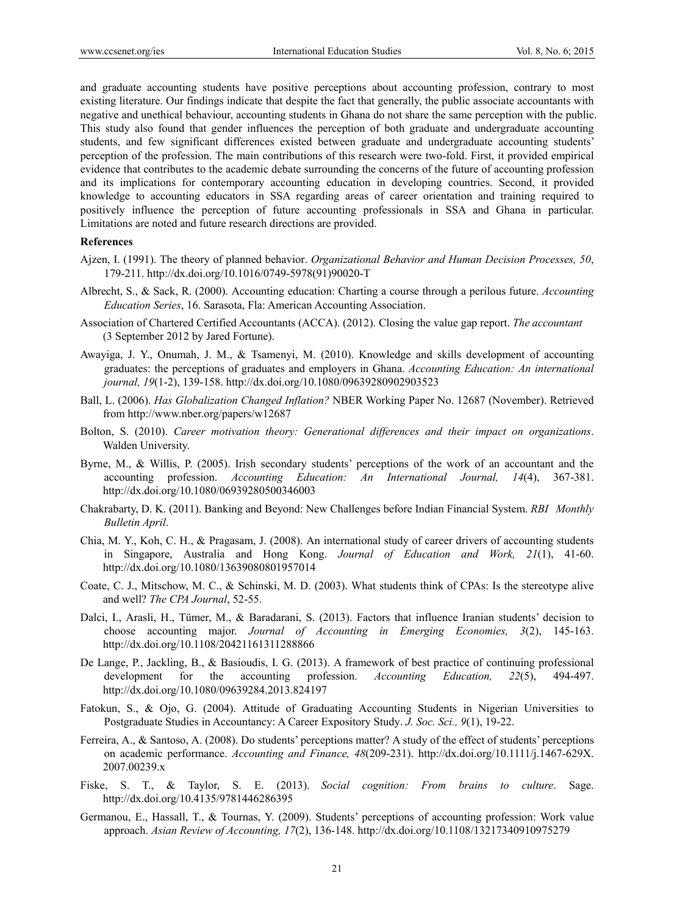and graduate accounting students have positive perceptions about accounting profession, contrary to most existing literature. Our findings indicate that despite the fact that generally, the public associate accountants with negative and unethical behaviour, accounting students in Ghana do not share the same perception with the public. This study also found that gender influences the perception of both graduate and undergraduate accounting students, and few significant differences existed between graduate and undergraduate accounting students' perception of the profession. The main contributions of this research were two-fold. First, it provided empirical evidence that contributes to the academic debate surrounding the concerns of the future of accounting profession and its implications for contemporary accounting education in developing countries. Second, it provided knowledge to accounting educators in SSA regarding areas of career orientation and training required to positively influence the perception of future accounting professionals in SSA and Ghana in particular. Limitations are noted and future research directions are provided.

## References

Ajzen, I. (1991). The theory of planned behavior. *Organizational Behavior and Human Decision Processes, 50*, 179-211. http://dx.doi.org/10.1016/0749-5978(91)90020-T

Albrecht, S., & Sack, R. (2000). Accounting education: Charting a course through a perilous future. *Accounting Education Series*, 16. Sarasota, Fla: American Accounting Association.

Association of Chartered Certified Accountants (ACCA). (2012). Closing the value gap report. *The accountant* (3 September 2012 by Jared Fortune).

Awayiga, J. Y., Onumah, J. M., & Tsamenyi, M. (2010). Knowledge and skills development of accounting graduates: the perceptions of graduates and employers in Ghana. *Accounting Education: An international journal, 19*(1-2), 139-158. http://dx.doi.org/10.1080/09639280902903523

Ball, L. (2006). *Has Globalization Changed Inflation?* NBER Working Paper No. 12687 (November). Retrieved from http://www.nber.org/papers/w12687

Bolton, S. (2010). *Career motivation theory: Generational differences and their impact on organizations*. Walden University.

Byrne, M., & Willis, P. (2005). Irish secondary students' perceptions of the work of an accountant and the accounting profession. *Accounting Education: An International Journal, 14*(4), 367-381. http://dx.doi.org/10.1080/06939280500346003

Chakrabarty, D. K. (2011). Banking and Beyond: New Challenges before Indian Financial System. *RBI Monthly Bulletin April*.

Chia, M. Y., Koh, C. H., & Pragasam, J. (2008). An international study of career drivers of accounting students in Singapore, Australia and Hong Kong. *Journal of Education and Work, 21*(1), 41-60. http://dx.doi.org/10.1080/13639080801957014

Coate, C. J., Mitschow, M. C., & Schinski, M. D. (2003). What students think of CPAs: Is the stereotype alive and well? *The CPA Journal*, 52-55.

Dalci, I., Arasli, H., Tümer, M., & Baradarani, S. (2013). Factors that influence Iranian students' decision to choose accounting major. *Journal of Accounting in Emerging Economies, 3*(2), 145-163. http://dx.doi.org/10.1108/20421161311288866

De Lange, P., Jackling, B., & Basioudis, I. G. (2013). A framework of best practice of continuing professional development for the accounting profession. *Accounting Education, 22*(5), 494-497. http://dx.doi.org/10.1080/09639284.2013.824197

Fatokun, S., & Ojo, G. (2004). Attitude of Graduating Accounting Students in Nigerian Universities to Postgraduate Studies in Accountancy: A Career Expository Study. *J. Soc. Sci., 9*(1), 19-22.

Ferreira, A., & Santoso, A. (2008). Do students' perceptions matter? A study of the effect of students' perceptions on academic performance. *Accounting and Finance, 48*(209-231). http://dx.doi.org/10.1111/j.1467-629X.2007.00239.x

Fiske, S. T., & Taylor, S. E. (2013). *Social cognition: From brains to culture*. Sage. http://dx.doi.org/10.4135/9781446286395

Germanou, E., Hassall, T., & Tournas, Y. (2009). Students' perceptions of accounting profession: Work value approach. *Asian Review of Accounting, 17*(2), 136-148. http://dx.doi.org/10.1108/13217340910975279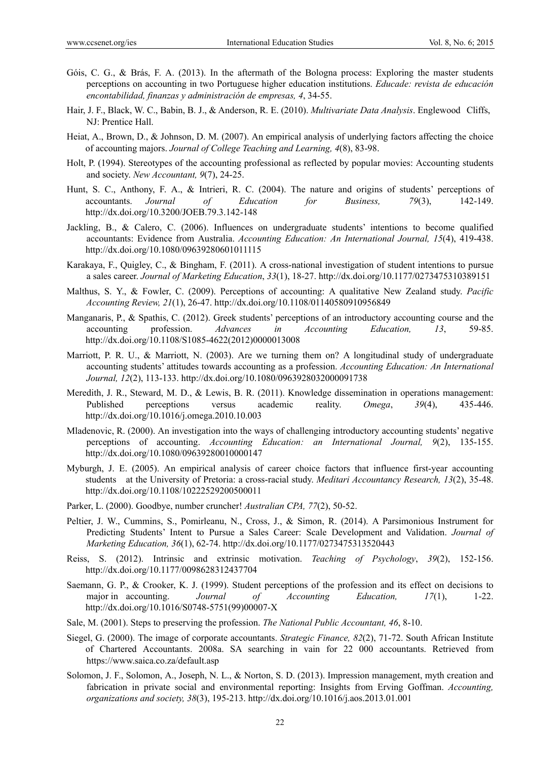Góis, C. G., & Brás, F. A. (2013). In the aftermath of the Bologna process: Exploring the master students perceptions on accounting in two Portuguese higher education institutions. *Educade: revista de educación encontabilidad, finanzas y administración de empresas, 4*, 34-55.

Hair, J. F., Black, W. C., Babin, B. J., & Anderson, R. E. (2010). *Multivariate Data Analysis*. Englewood Cliffs, NJ: Prentice Hall.

Heiat, A., Brown, D., & Johnson, D. M. (2007). An empirical analysis of underlying factors affecting the choice of accounting majors. *Journal of College Teaching and Learning, 4*(8), 83-98.

Holt, P. (1994). Stereotypes of the accounting professional as reflected by popular movies: Accounting students and society. *New Accountant, 9*(7), 24-25.

Hunt, S. C., Anthony, F. A., & Intrieri, R. C. (2004). The nature and origins of students' perceptions of accountants. *Journal of Education for Business, 79*(3), 142-149. http://dx.doi.org/10.3200/JOEB.79.3.142-148

Jackling, B., & Calero, C. (2006). Influences on undergraduate students' intentions to become qualified accountants: Evidence from Australia. *Accounting Education: An International Journal, 15*(4), 419-438. http://dx.doi.org/10.1080/09639280601011115

Karakaya, F., Quigley, C., & Bingham, F. (2011). A cross-national investigation of student intentions to pursue a sales career. *Journal of Marketing Education*, *33*(1), 18-27. http://dx.doi.org/10.1177/0273475310389151

Malthus, S. Y., & Fowler, C. (2009). Perceptions of accounting: A qualitative New Zealand study. *Pacific Accounting Review, 21*(1), 26-47. http://dx.doi.org/10.1108/01140580910956849

Manganaris, P., & Spathis, C. (2012). Greek students' perceptions of an introductory accounting course and the accounting profession. *Advances in Accounting Education, 13*, 59-85. http://dx.doi.org/10.1108/S1085-4622(2012)0000013008

Marriott, P. R. U., & Marriott, N. (2003). Are we turning them on? A longitudinal study of undergraduate accounting students' attitudes towards accounting as a profession. *Accounting Education: An International Journal, 12*(2), 113-133. http://dx.doi.org/10.1080/0963928032000091738

Meredith, J. R., Steward, M. D., & Lewis, B. R. (2011). Knowledge dissemination in operations management: Published perceptions versus academic reality. *Omega*, *39*(4), 435-446. http://dx.doi.org/10.1016/j.omega.2010.10.003

Mladenovic, R. (2000). An investigation into the ways of challenging introductory accounting students' negative perceptions of accounting. *Accounting Education: an International Journal, 9*(2), 135-155. http://dx.doi.org/10.1080/09639280010000147

Myburgh, J. E. (2005). An empirical analysis of career choice factors that influence first-year accounting students at the University of Pretoria: a cross-racial study. *Meditari Accountancy Research, 13*(2), 35-48. http://dx.doi.org/10.1108/10222529200500011

Parker, L. (2000). Goodbye, number cruncher! *Australian CPA, 77*(2), 50-52.

Peltier, J. W., Cummins, S., Pomirleanu, N., Cross, J., & Simon, R. (2014). A Parsimonious Instrument for Predicting Students' Intent to Pursue a Sales Career: Scale Development and Validation. *Journal of Marketing Education, 36*(1), 62-74. http://dx.doi.org/10.1177/0273475313520443

Reiss, S. (2012). Intrinsic and extrinsic motivation. *Teaching of Psychology*, *39*(2), 152-156. http://dx.doi.org/10.1177/0098628312437704

Saemann, G. P., & Crooker, K. J. (1999). Student perceptions of the profession and its effect on decisions to major in accounting. *Journal of Accounting Education, 17*(1), 1-22. http://dx.doi.org/10.1016/S0748-5751(99)00007-X

Sale, M. (2001). Steps to preserving the profession. *The National Public Accountant, 46*, 8-10.

Siegel, G. (2000). The image of corporate accountants. *Strategic Finance, 82*(2), 71-72. South African Institute of Chartered Accountants. 2008a. SA searching in vain for 22 000 accountants. Retrieved from https://www.saica.co.za/default.asp

Solomon, J. F., Solomon, A., Joseph, N. L., & Norton, S. D. (2013). Impression management, myth creation and fabrication in private social and environmental reporting: Insights from Erving Goffman. *Accounting, organizations and society, 38*(3), 195-213. http://dx.doi.org/10.1016/j.aos.2013.01.001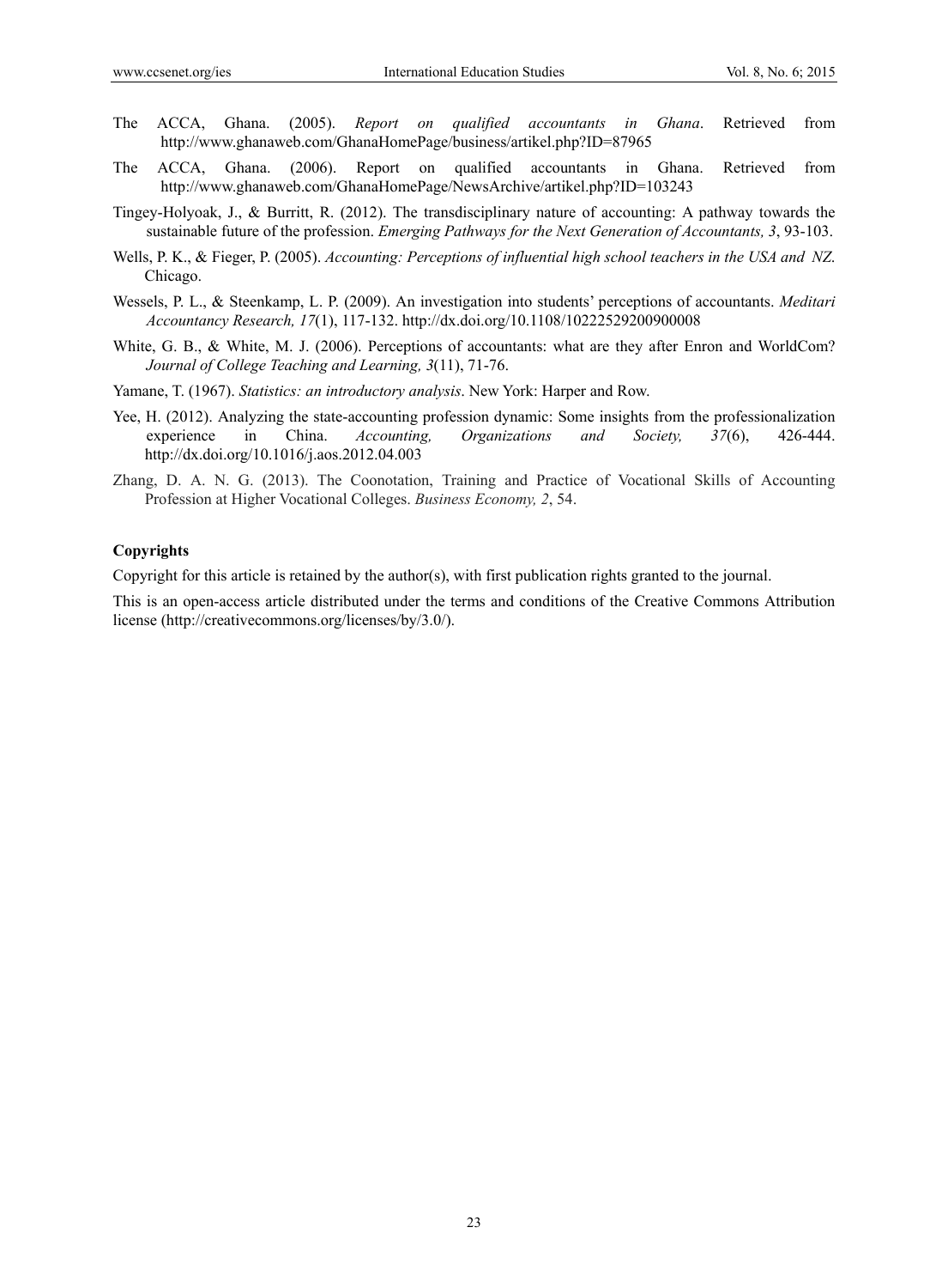The ACCA, Ghana. (2005). *Report on qualified accountants in Ghana*. Retrieved from http://www.ghanaweb.com/GhanaHomePage/business/artikel.php?ID=87965

The ACCA, Ghana. (2006). Report on qualified accountants in Ghana. Retrieved from http://www.ghanaweb.com/GhanaHomePage/NewsArchive/artikel.php?ID=103243

Tingey-Holyoak, J., & Burritt, R. (2012). The transdisciplinary nature of accounting: A pathway towards the sustainable future of the profession. *Emerging Pathways for the Next Generation of Accountants, 3*, 93-103.

Wells, P. K., & Fieger, P. (2005). *Accounting: Perceptions of influential high school teachers in the USA and NZ*. Chicago.

Wessels, P. L., & Steenkamp, L. P. (2009). An investigation into students' perceptions of accountants. *Meditari Accountancy Research, 17*(1), 117-132. http://dx.doi.org/10.1108/10222529200900008

White, G. B., & White, M. J. (2006). Perceptions of accountants: what are they after Enron and WorldCom? *Journal of College Teaching and Learning, 3*(11), 71-76.

Yamane, T. (1967). *Statistics: an introductory analysis*. New York: Harper and Row.

Yee, H. (2012). Analyzing the state-accounting profession dynamic: Some insights from the professionalization experience in China. *Accounting, Organizations and Society, 37*(6), 426-444. http://dx.doi.org/10.1016/j.aos.2012.04.003

Zhang, D. A. N. G. (2013). The Coonotation, Training and Practice of Vocational Skills of Accounting Profession at Higher Vocational Colleges. *Business Economy, 2*, 54.

**Copyrights**

Copyright for this article is retained by the author(s), with first publication rights granted to the journal.

This is an open-access article distributed under the terms and conditions of the Creative Commons Attribution license (http://creativecommons.org/licenses/by/3.0/).